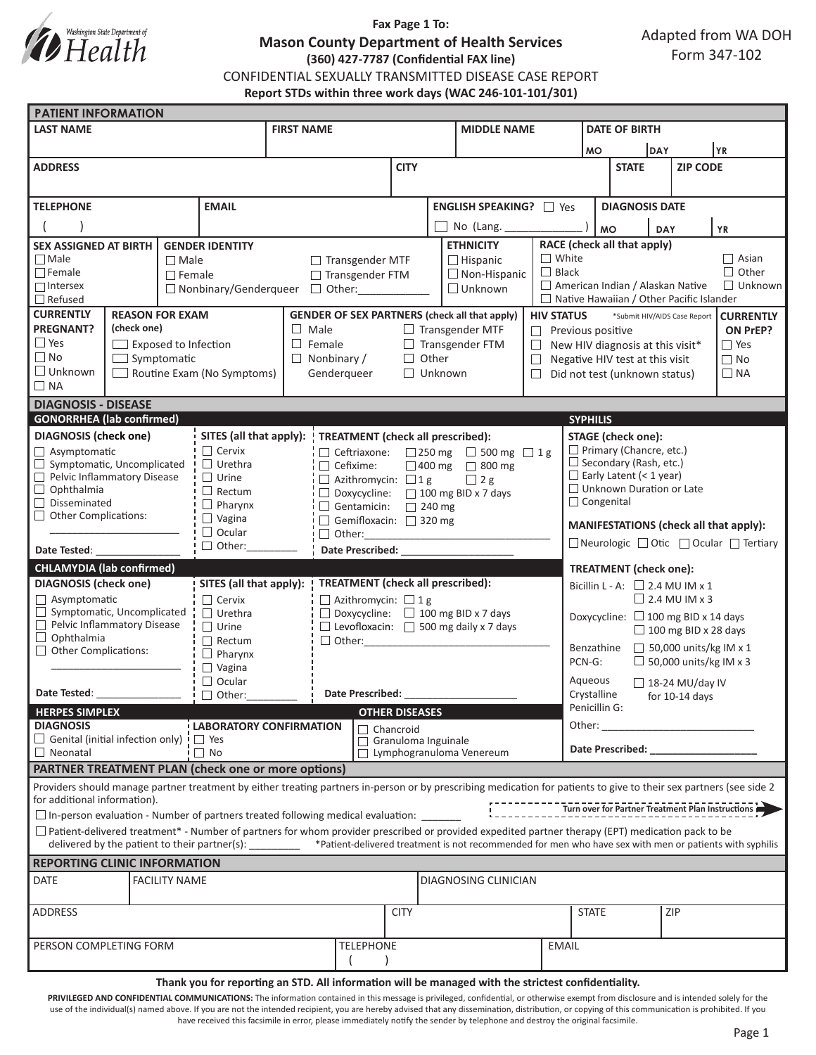Washington State Department of Health

**Fax Page 1 To:**

**Mason County Department of Health Services**

**(360) 427-7787 (Confidential FAX line)**

Adapted from WA DOH Form 347-102

# CONFIDENTIAL SEXUALLY TRANSMITTED DISEASE CASE REPORT

**Report STDs within three work days (WAC 246-101-101/301)**

## PATIENT INFORMATION

| LAST NAME | FIRST NAME | MIDDLE NAME | DATE OF BIRTH (MO / DAY / YR) |
|---|---|---|---|
| | | | |

| ADDRESS | CITY | STATE | ZIP CODE |
|---|---|---|---|
| | | | |

| TELEPHONE | EMAIL | ENGLISH SPEAKING? | DIAGNOSIS DATE (MO / DAY / YR) |
|---|---|---|---|
| ( ) | | ☐ Yes ☐ No (Lang. ____________ ) | |

**SEX ASSIGNED AT BIRTH**
- ☐ Male
- ☐ Female
- ☐ Intersex
- ☐ Refused

**GENDER IDENTITY**
- ☐ Male
- ☐ Female
- ☐ Nonbinary/Genderqueer
- ☐ Transgender MTF
- ☐ Transgender FTM
- ☐ Other:____________

**ETHNICITY**
- ☐ Hispanic
- ☐ Non-Hispanic
- ☐ Unknown

**RACE (check all that apply)**
- ☐ White
- ☐ Black
- ☐ American Indian / Alaskan Native
- ☐ Native Hawaiian / Other Pacific Islander
- ☐ Asian
- ☐ Other
- ☐ Unknown

**CURRENTLY PREGNANT?**
- ☐ Yes
- ☐ No
- ☐ Unknown
- ☐ NA

**REASON FOR EXAM (check one)**
- ☐ Exposed to Infection
- ☐ Symptomatic
- ☐ Routine Exam (No Symptoms)

**GENDER OF SEX PARTNERS (check all that apply)**
- ☐ Male
- ☐ Female
- ☐ Nonbinary / Genderqueer
- ☐ Transgender MTF
- ☐ Transgender FTM
- ☐ Other
- ☐ Unknown

**HIV STATUS** *Submit HIV/AIDS Case Report
- ☐ Previous positive
- ☐ New HIV diagnosis at this visit*
- ☐ Negative HIV test at this visit
- ☐ Did not test (unknown status)

**CURRENTLY ON PrEP?**
- ☐ Yes
- ☐ No
- ☐ NA

## DIAGNOSIS - DISEASE

### GONORRHEA (lab confirmed)

**DIAGNOSIS (check one)**
- ☐ Asymptomatic
- ☐ Symptomatic, Uncomplicated
- ☐ Pelvic Inflammatory Disease
- ☐ Ophthalmia
- ☐ Disseminated
- ☐ Other Complications: ______________________

Date Tested: ______________

**SITES (all that apply):**
- ☐ Cervix
- ☐ Urethra
- ☐ Urine
- ☐ Rectum
- ☐ Pharynx
- ☐ Vagina
- ☐ Ocular
- ☐ Other:________

**TREATMENT (check all prescribed):**
- ☐ Ceftriaxone: ☐ 250 mg ☐ 500 mg ☐ 1 g
- ☐ Cefixime: ☐ 400 mg ☐ 800 mg
- ☐ Azithromycin: ☐ 1 g ☐ 2 g
- ☐ Doxycycline: ☐ 100 mg BID x 7 days
- ☐ Gentamicin: ☐ 240 mg
- ☐ Gemifloxacin: ☐ 320 mg
- ☐ Other:________________________________

Date Prescribed: ____________________

### CHLAMYDIA (lab confirmed)

**DIAGNOSIS (check one)**
- ☐ Asymptomatic
- ☐ Symptomatic, Uncomplicated
- ☐ Pelvic Inflammatory Disease
- ☐ Ophthalmia
- ☐ Other Complications: ______________________

Date Tested: ______________

**SITES (all that apply):**
- ☐ Cervix
- ☐ Urethra
- ☐ Urine
- ☐ Rectum
- ☐ Pharynx
- ☐ Vagina
- ☐ Ocular
- ☐ Other:________

**TREATMENT (check all prescribed):**
- ☐ Azithromycin: ☐ 1 g
- ☐ Doxycycline: ☐ 100 mg BID x 7 days
- ☐ Levofloxacin: ☐ 500 mg daily x 7 days
- ☐ Other:________________________________

Date Prescribed: ____________________

### HERPES SIMPLEX

**DIAGNOSIS**
- ☐ Genital (initial infection only)
- ☐ Neonatal

**LABORATORY CONFIRMATION**
- ☐ Yes
- ☐ No

### OTHER DISEASES
- ☐ Chancroid
- ☐ Granuloma Inguinale
- ☐ Lymphogranuloma Venereum

### SYPHILIS

**STAGE (check one):**
- ☐ Primary (Chancre, etc.)
- ☐ Secondary (Rash, etc.)
- ☐ Early Latent (< 1 year)
- ☐ Unknown Duration or Late
- ☐ Congenital

**MANIFESTATIONS (check all that apply):**
☐ Neurologic ☐ Otic ☐ Ocular ☐ Tertiary

**TREATMENT (check one):**
- Bicillin L - A: ☐ 2.4 MU IM x 1 ☐ 2.4 MU IM x 3
- Doxycycline: ☐ 100 mg BID x 14 days ☐ 100 mg BID x 28 days
- Benzathine PCN-G: ☐ 50,000 units/kg IM x 1 ☐ 50,000 units/kg IM x 3
- Aqueous Crystalline Penicillin G: ☐ 18-24 MU/day IV for 10-14 days
- Other: ___________________________

Date Prescribed: __________________

## PARTNER TREATMENT PLAN (check one or more options)

Providers should manage partner treatment by either treating partners in-person or by prescribing medication for patients to give to their sex partners (see side 2 for additional information).

**Turn over for Partner Treatment Plan Instructions**

☐ In-person evaluation - Number of partners treated following medical evaluation: _______

☐ Patient-delivered treatment* - Number of partners for whom provider prescribed or provided expedited partner therapy (EPT) medication pack to be delivered by the patient to their partner(s): ________

*Patient-delivered treatment is not recommended for men who have sex with men or patients with syphilis

## REPORTING CLINIC INFORMATION

| DATE | FACILITY NAME | DIAGNOSING CLINICIAN |
|---|---|---|
| | | |

| ADDRESS | CITY | STATE | ZIP |
|---|---|---|---|
| | | | |

| PERSON COMPLETING FORM | TELEPHONE | EMAIL |
|---|---|---|
| | ( ) | |

**Thank you for reporting an STD. All information will be managed with the strictest confidentiality.**

**PRIVILEGED AND CONFIDENTIAL COMMUNICATIONS:** The information contained in this message is privileged, confidential, or otherwise exempt from disclosure and is intended solely for the use of the individual(s) named above. If you are not the intended recipient, you are hereby advised that any dissemination, distribution, or copying of this communication is prohibited. If you have received this facsimile in error, please immediately notify the sender by telephone and destroy the original facsimile.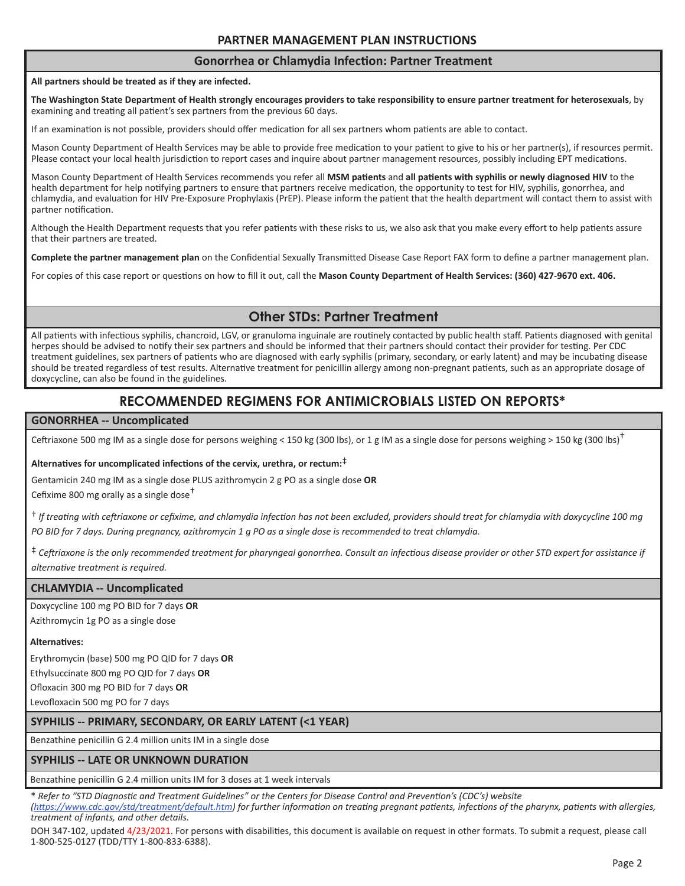# PARTNER MANAGEMENT PLAN INSTRUCTIONS

## Gonorrhea or Chlamydia Infection: Partner Treatment

**All partners should be treated as if they are infected.**

**The Washington State Department of Health strongly encourages providers to take responsibility to ensure partner treatment for heterosexuals**, by examining and treating all patient's sex partners from the previous 60 days.

If an examination is not possible, providers should offer medication for all sex partners whom patients are able to contact.

Mason County Department of Health Services may be able to provide free medication to your patient to give to his or her partner(s), if resources permit. Please contact your local health jurisdiction to report cases and inquire about partner management resources, possibly including EPT medications.

Mason County Department of Health Services recommends you refer all **MSM patients** and **all patients with syphilis or newly diagnosed HIV** to the health department for help notifying partners to ensure that partners receive medication, the opportunity to test for HIV, syphilis, gonorrhea, and chlamydia, and evaluation for HIV Pre-Exposure Prophylaxis (PrEP). Please inform the patient that the health department will contact them to assist with partner notification.

Although the Health Department requests that you refer patients with these risks to us, we also ask that you make every effort to help patients assure that their partners are treated.

**Complete the partner management plan** on the Confidential Sexually Transmitted Disease Case Report FAX form to define a partner management plan.

For copies of this case report or questions on how to fill it out, call the **Mason County Department of Health Services: (360) 427-9670 ext. 406.**

## Other STDs: Partner Treatment

All patients with infectious syphilis, chancroid, LGV, or granuloma inguinale are routinely contacted by public health staff. Patients diagnosed with genital herpes should be advised to notify their sex partners and should be informed that their partners should contact their provider for testing. Per CDC treatment guidelines, sex partners of patients who are diagnosed with early syphilis (primary, secondary, or early latent) and may be incubating disease should be treated regardless of test results. Alternative treatment for penicillin allergy among non-pregnant patients, such as an appropriate dosage of doxycycline, can also be found in the guidelines.

# RECOMMENDED REGIMENS FOR ANTIMICROBIALS LISTED ON REPORTS*

### GONORRHEA -- Uncomplicated

Ceftriaxone 500 mg IM as a single dose for persons weighing < 150 kg (300 lbs), or 1 g IM as a single dose for persons weighing > 150 kg (300 lbs)†

**Alternatives for uncomplicated infections of the cervix, urethra, or rectum:‡**

Gentamicin 240 mg IM as a single dose PLUS azithromycin 2 g PO as a single dose **OR**
Cefixime 800 mg orally as a single dose†

† *If treating with ceftriaxone or cefixime, and chlamydia infection has not been excluded, providers should treat for chlamydia with doxycycline 100 mg PO BID for 7 days. During pregnancy, azithromycin 1 g PO as a single dose is recommended to treat chlamydia.*

‡ *Ceftriaxone is the only recommended treatment for pharyngeal gonorrhea. Consult an infectious disease provider or other STD expert for assistance if alternative treatment is required.*

### CHLAMYDIA -- Uncomplicated

Doxycycline 100 mg PO BID for 7 days **OR**
Azithromycin 1g PO as a single dose

**Alternatives:**

Erythromycin (base) 500 mg PO QID for 7 days **OR**
Ethylsuccinate 800 mg PO QID for 7 days **OR**
Ofloxacin 300 mg PO BID for 7 days **OR**
Levofloxacin 500 mg PO for 7 days

### SYPHILIS -- PRIMARY, SECONDARY, OR EARLY LATENT (<1 YEAR)

Benzathine penicillin G 2.4 million units IM in a single dose

### SYPHILIS -- LATE OR UNKNOWN DURATION

Benzathine penicillin G 2.4 million units IM for 3 doses at 1 week intervals

\* *Refer to "STD Diagnostic and Treatment Guidelines" or the Centers for Disease Control and Prevention's (CDC's) website (https://www.cdc.gov/std/treatment/default.htm) for further information on treating pregnant patients, infections of the pharynx, patients with allergies, treatment of infants, and other details.*

DOH 347-102, updated 4/23/2021. For persons with disabilities, this document is available on request in other formats. To submit a request, please call 1-800-525-0127 (TDD/TTY 1-800-833-6388).